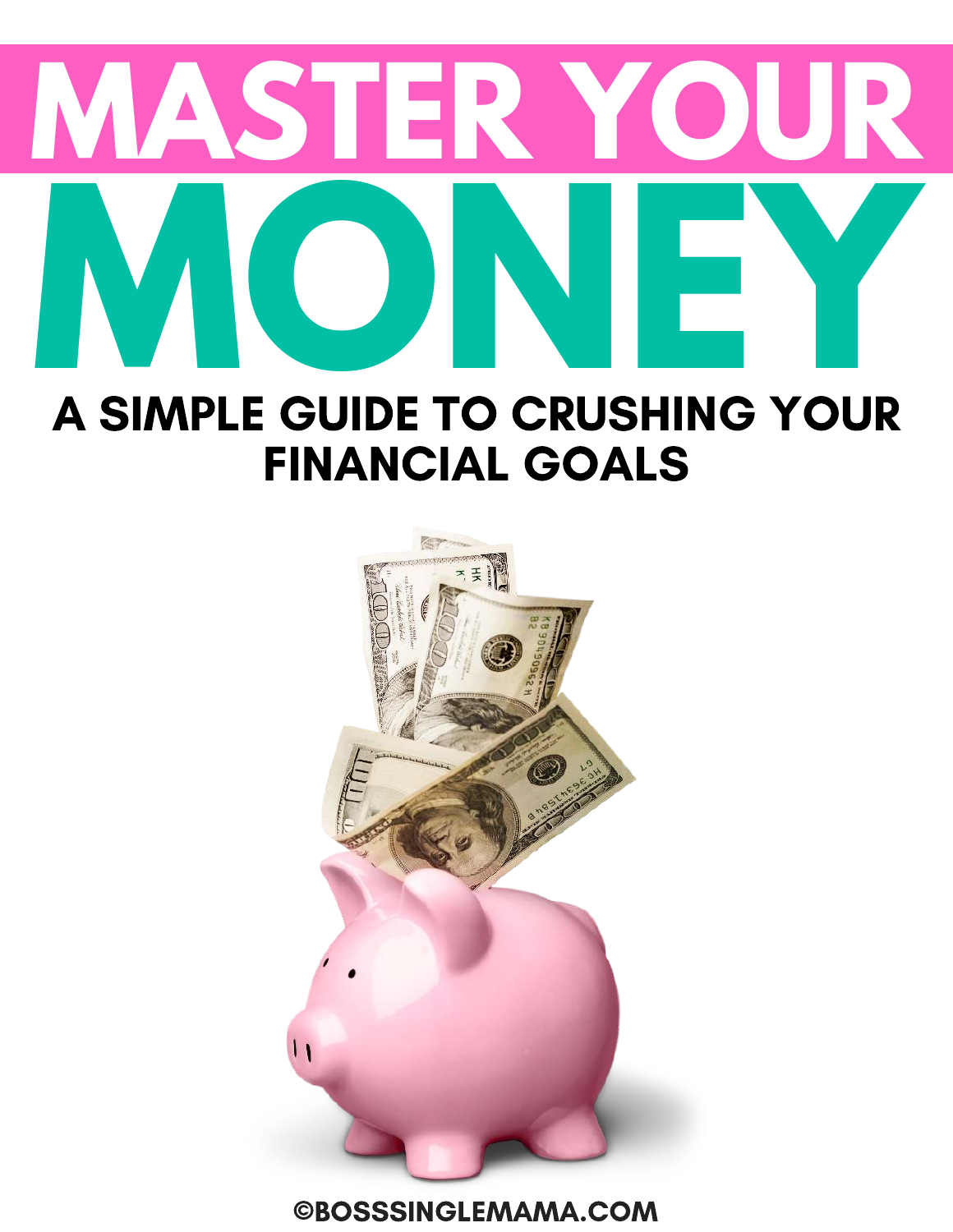# MASTER YOUR MONEY

## A SIMPLE GUIDE TO CRUSHING YOUR FINANCIAL GOALS

©BOSSSINGLEMAMA.COM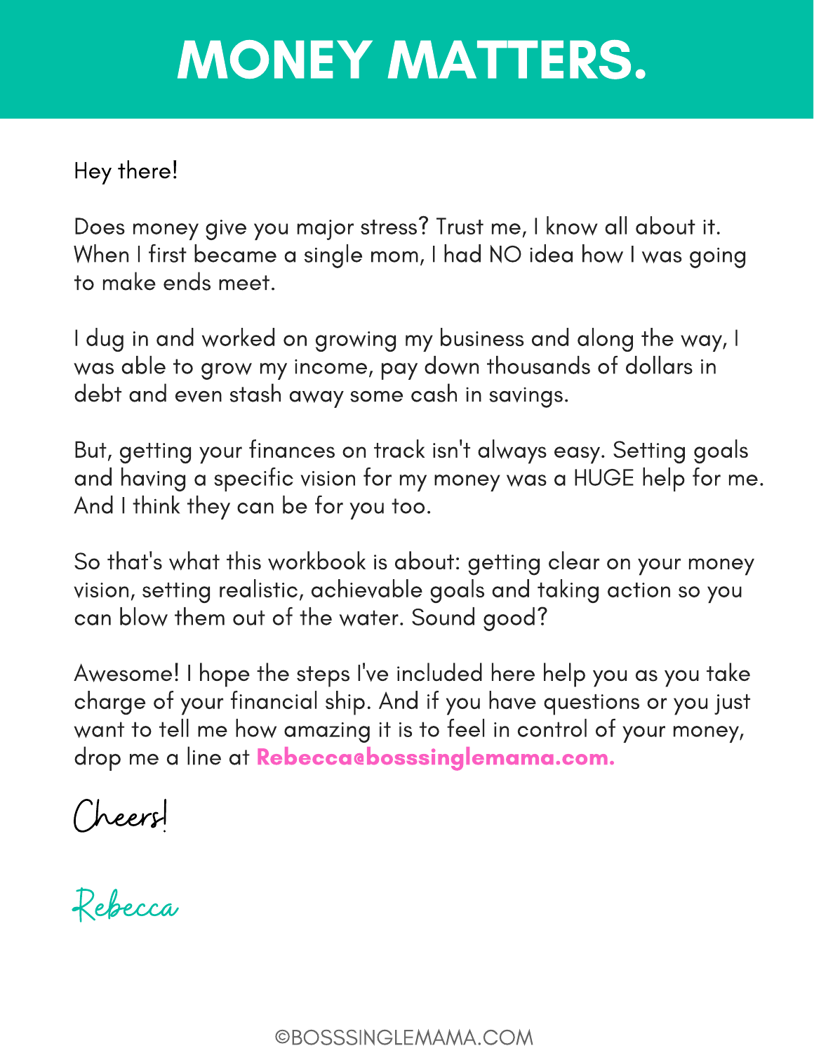# MONEY MATTERS.

Hey there!

Does money give you major stress? Trust me, I know all about it. When I first became a single mom, I had NO idea how I was going to make ends meet.

I dug in and worked on growing my business and along the way, I was able to grow my income, pay down thousands of dollars in debt and even stash away some cash in savings.

But, getting your finances on track isn't always easy. Setting goals and having a specific vision for my money was a HUGE help for me. And I think they can be for you too.

So that's what this workbook is about: getting clear on your money vision, setting realistic, achievable goals and taking action so you can blow them out of the water. Sound good?

Awesome! I hope the steps I've included here help you as you take charge of your financial ship. And if you have questions or you just want to tell me how amazing it is to feel in control of your money, drop me a line at **Rebecca@bosssinglemama.com.**

*Cheers!*

*Rebecca*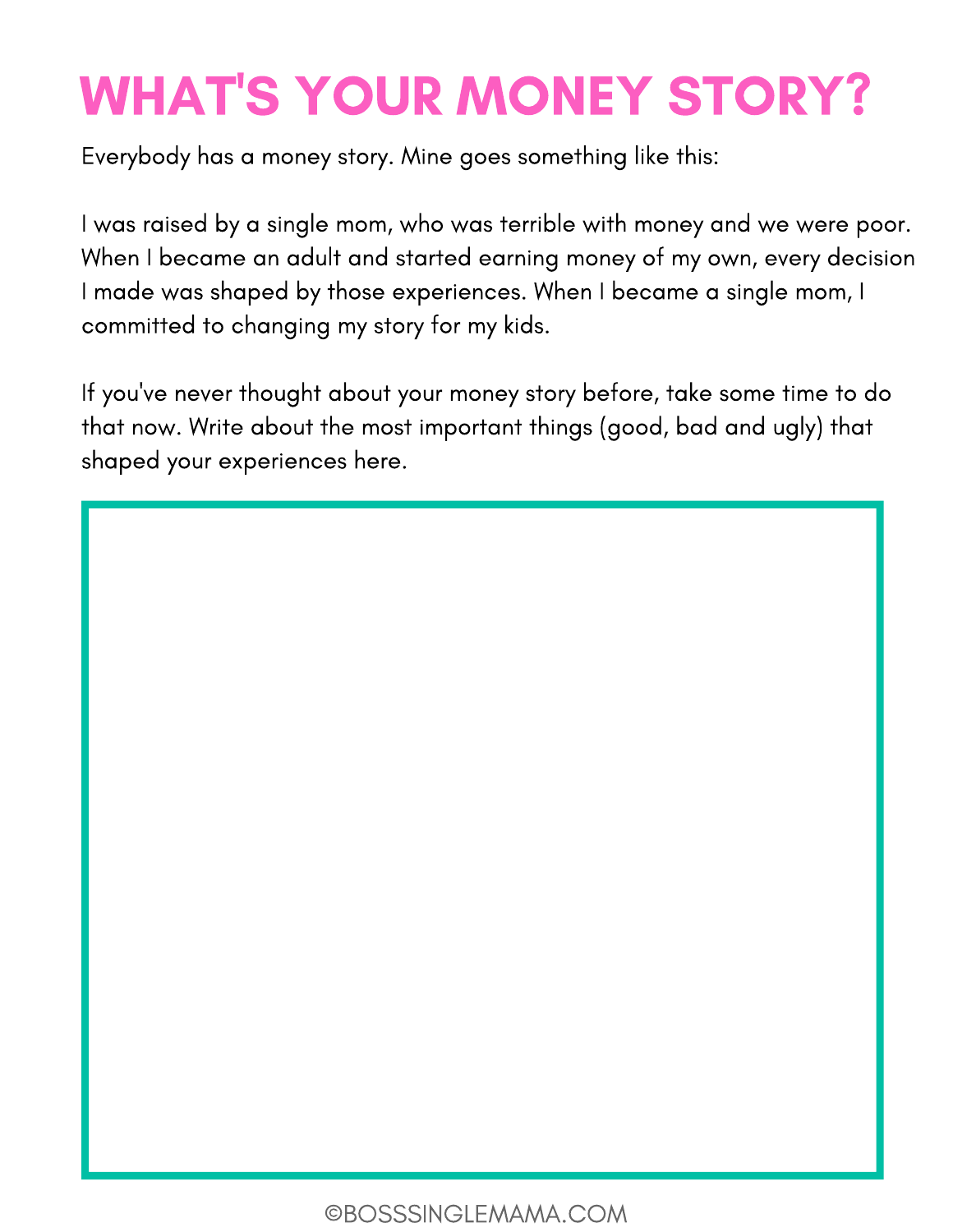# WHAT'S YOUR MONEY STORY?

Everybody has a money story. Mine goes something like this:

I was raised by a single mom, who was terrible with money and we were poor. When I became an adult and started earning money of my own, every decision I made was shaped by those experiences. When I became a single mom, I committed to changing my story for my kids.

If you've never thought about your money story before, take some time to do that now. Write about the most important things (good, bad and ugly) that shaped your experiences here.

©BOSSSINGLEMAMA.COM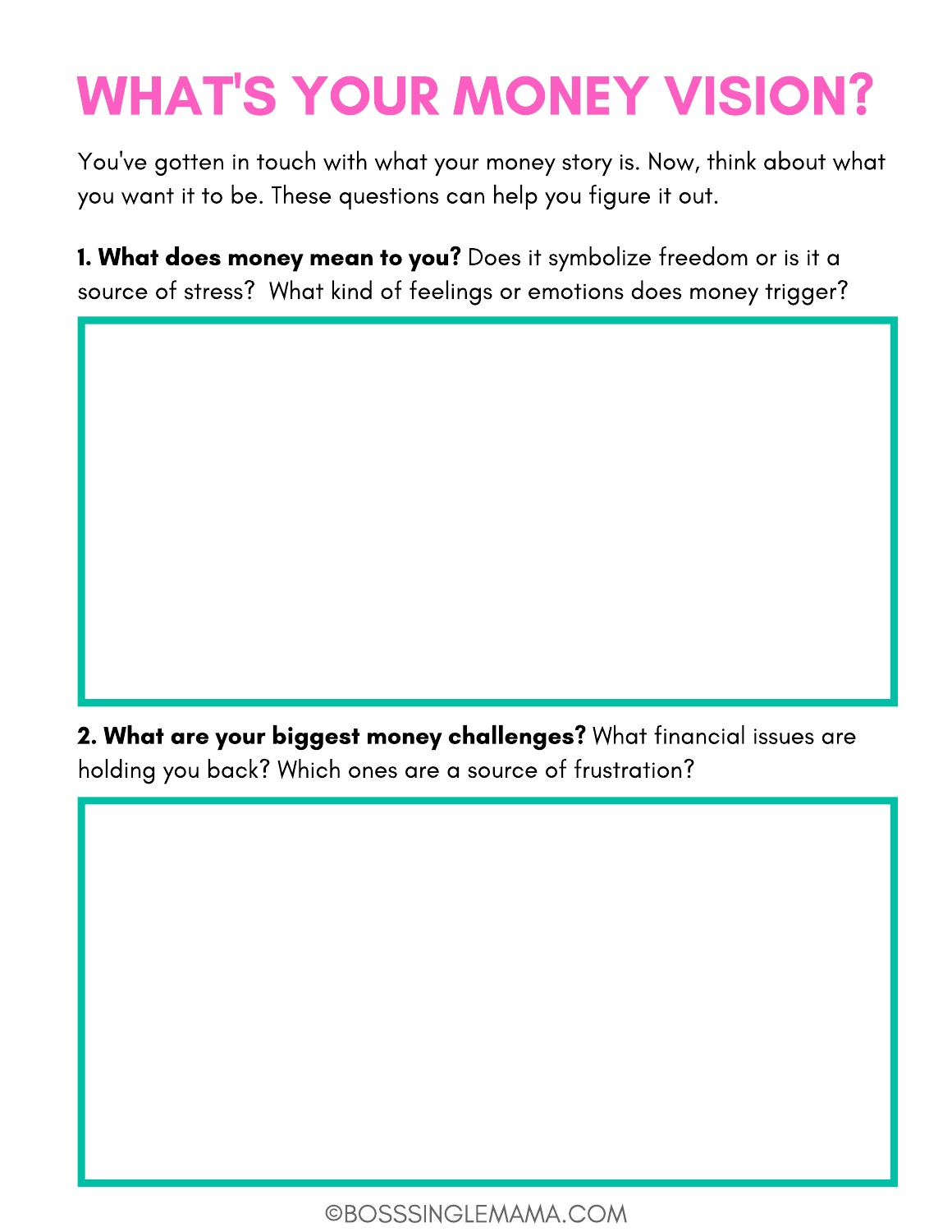# WHAT'S YOUR MONEY VISION?

You've gotten in touch with what your money story is. Now, think about what you want it to be. These questions can help you figure it out.

**1. What does money mean to you?** Does it symbolize freedom or is it a source of stress? What kind of feelings or emotions does money trigger?

**2. What are your biggest money challenges?** What financial issues are holding you back? Which ones are a source of frustration?

©BOSSSINGLEMAMA.COM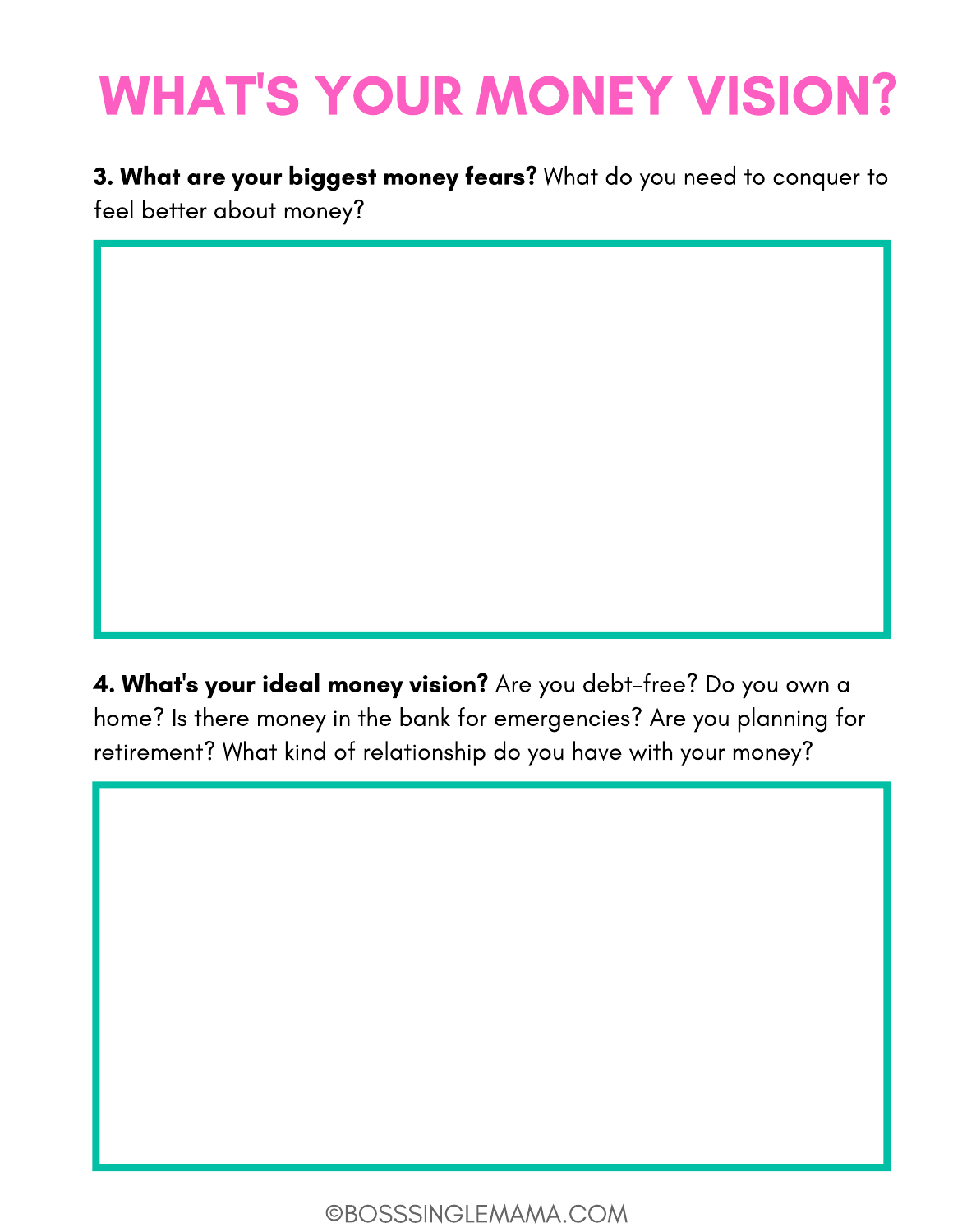# WHAT'S YOUR MONEY VISION?

**3. What are your biggest money fears?** What do you need to conquer to feel better about money?

**4. What's your ideal money vision?** Are you debt-free? Do you own a home? Is there money in the bank for emergencies? Are you planning for retirement? What kind of relationship do you have with your money?

©BOSSSINGLEMAMA.COM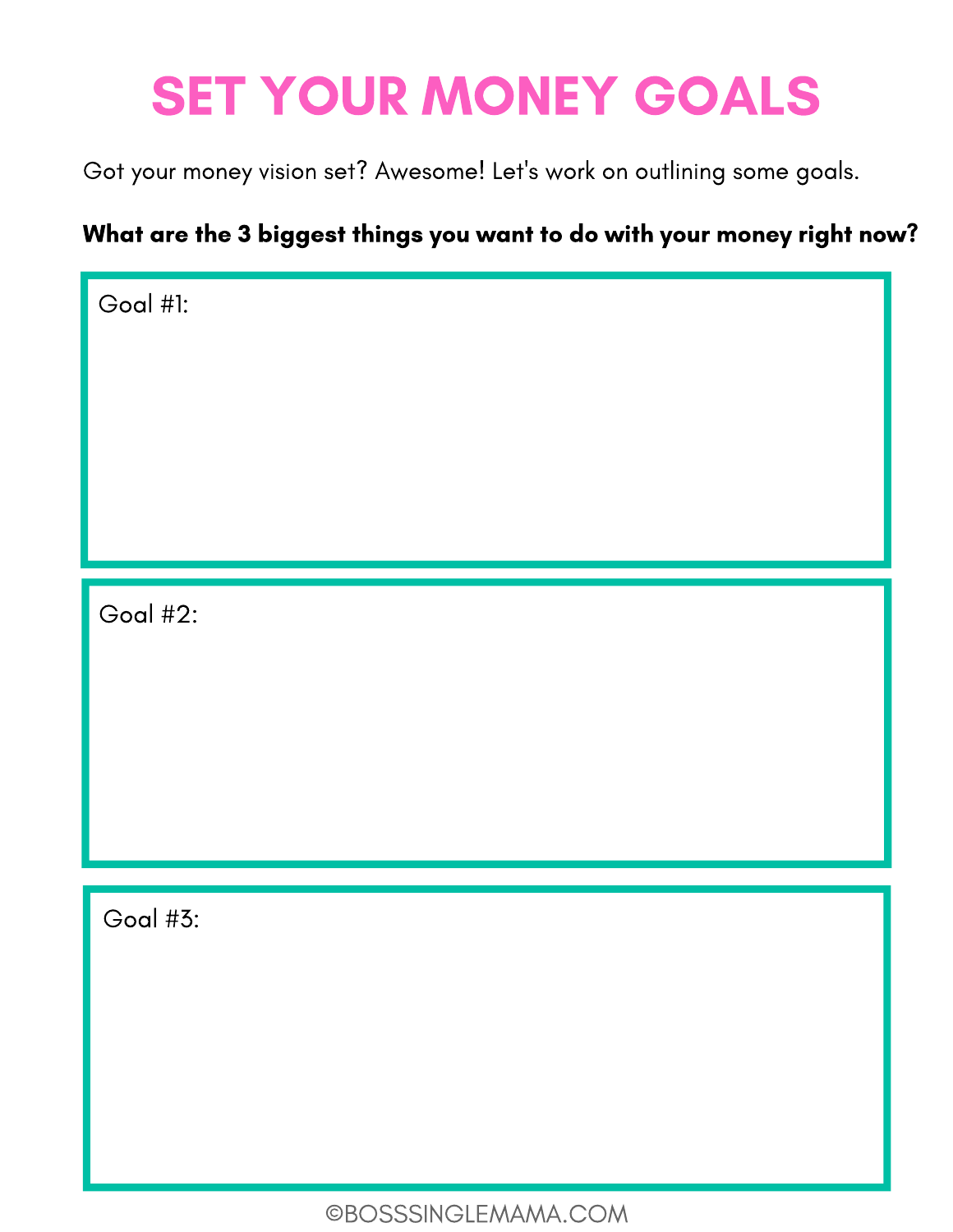# SET YOUR MONEY GOALS

Got your money vision set? Awesome! Let's work on outlining some goals.

**What are the 3 biggest things you want to do with your money right now?**

Goal #1:

Goal #2:

Goal #3:

©BOSSSINGLEMAMA.COM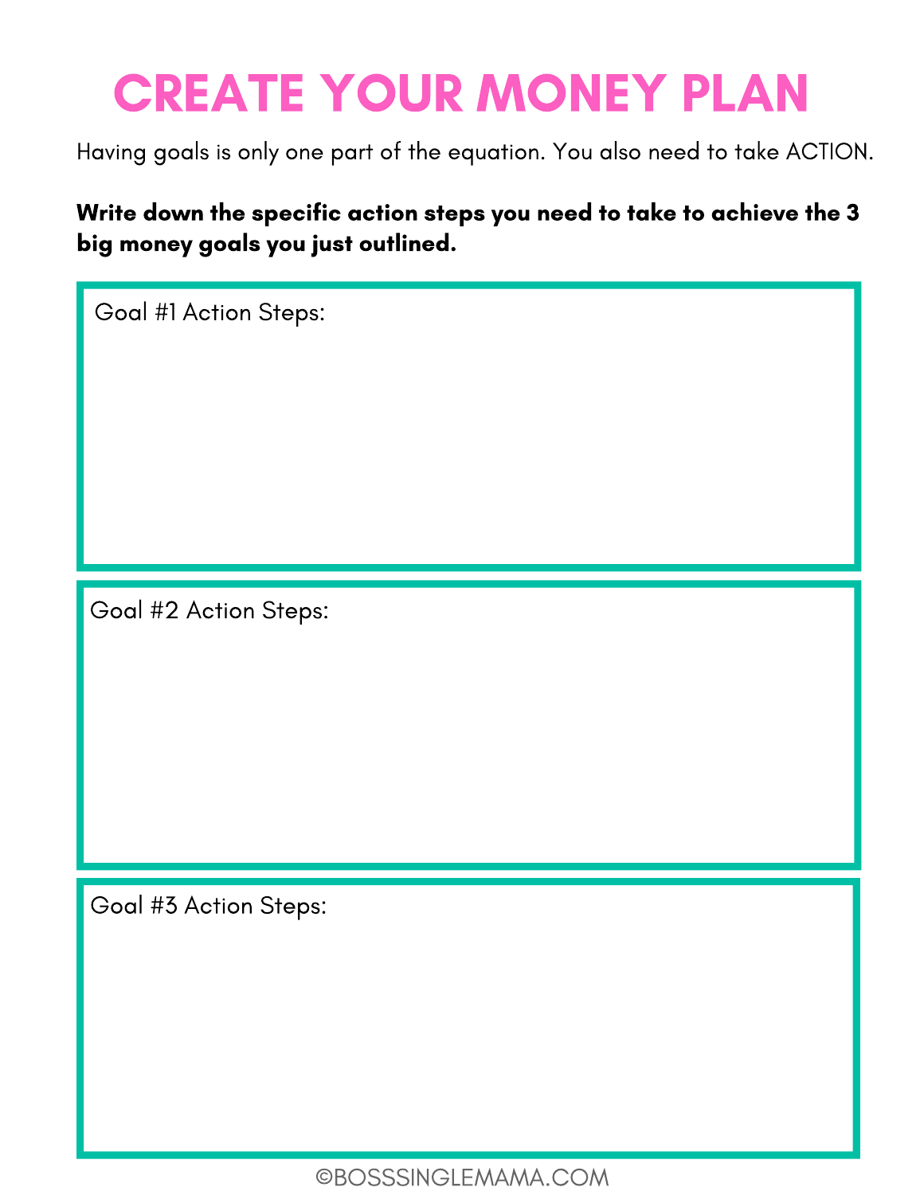# CREATE YOUR MONEY PLAN

Having goals is only one part of the equation. You also need to take ACTION.

**Write down the specific action steps you need to take to achieve the 3 big money goals you just outlined.**

Goal #1 Action Steps:

Goal #2 Action Steps:

Goal #3 Action Steps:

©BOSSSINGLEMAMA.COM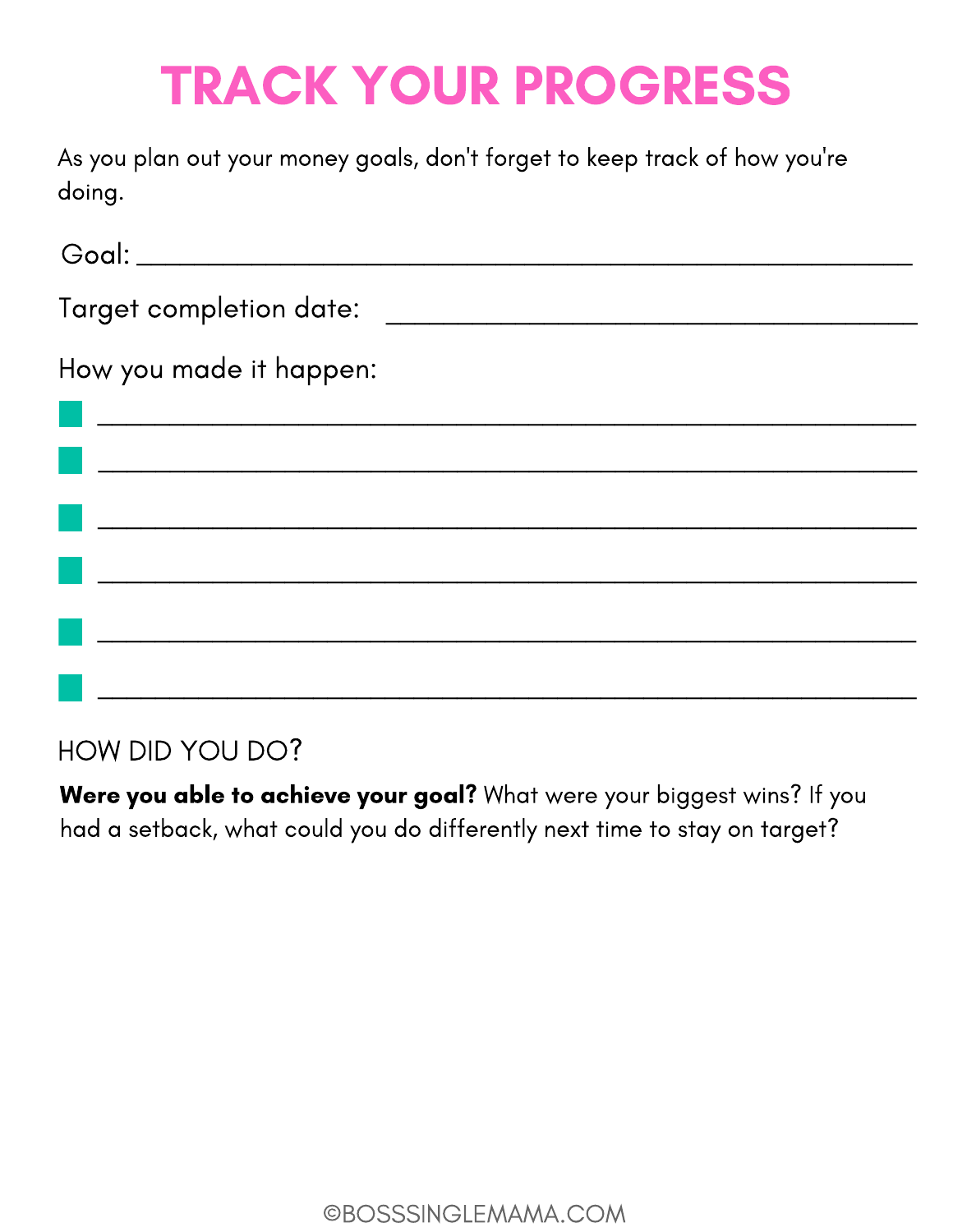# TRACK YOUR PROGRESS

As you plan out your money goals, don't forget to keep track of how you're doing.

Goal: ______________________________________________

Target completion date: ______________________________

How you made it happen:

- [ ] ______________________________________________
- [ ] ______________________________________________
- [ ] ______________________________________________
- [ ] ______________________________________________
- [ ] ______________________________________________
- [ ] ______________________________________________

## HOW DID YOU DO?

**Were you able to achieve your goal?** What were your biggest wins? If you had a setback, what could you do differently next time to stay on target?

©BOSSSINGLEMAMA.COM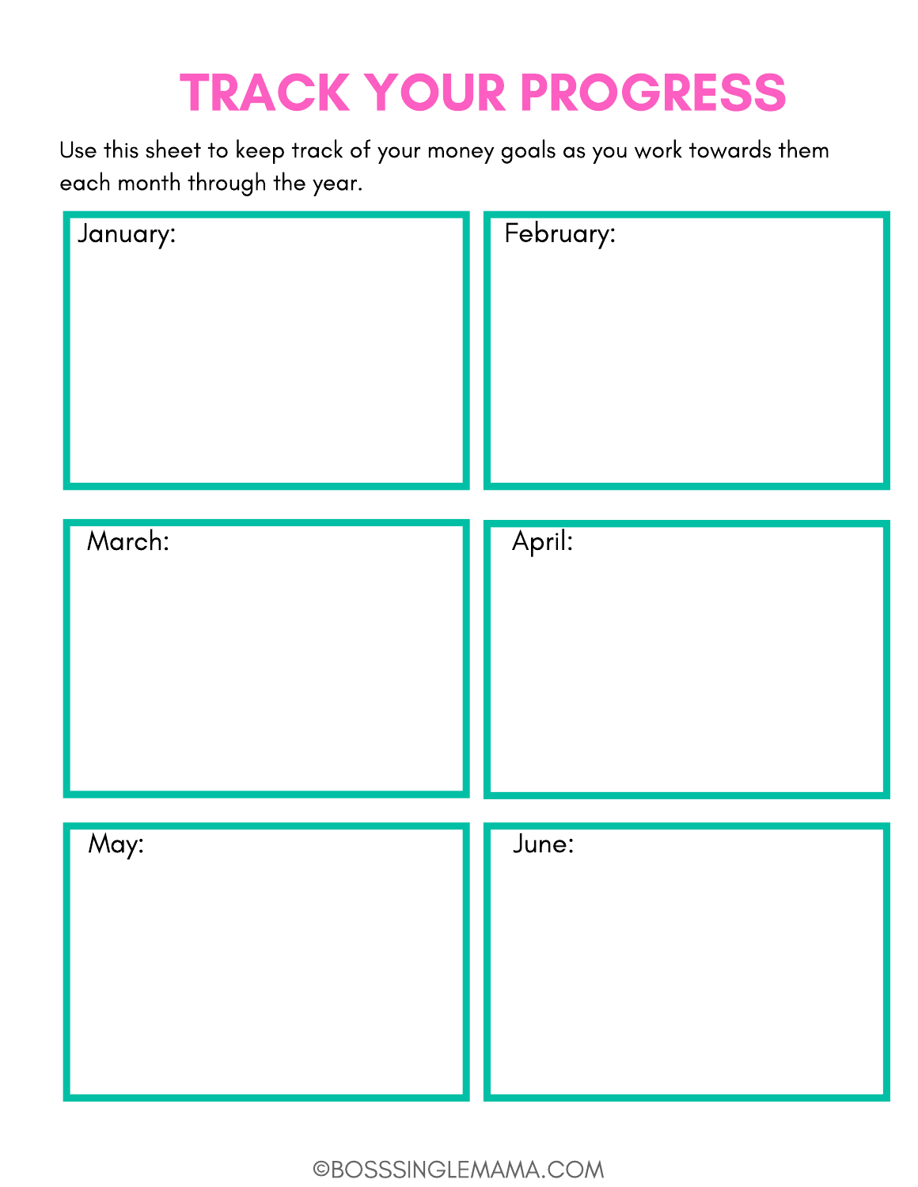# TRACK YOUR PROGRESS

Use this sheet to keep track of your money goals as you work towards them each month through the year.

January:

February:

March:

April:

May:

June:

©BOSSSINGLEMAMA.COM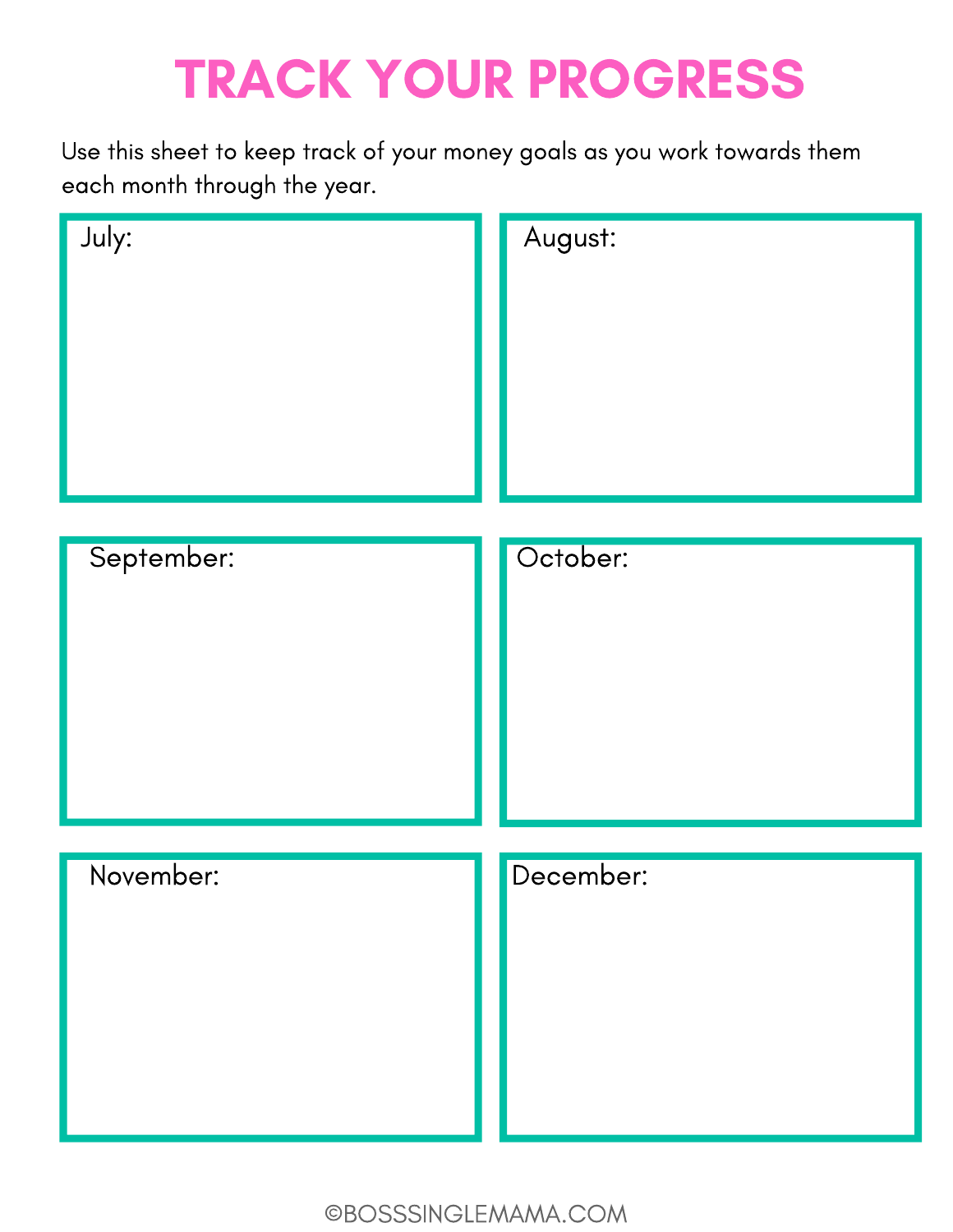# TRACK YOUR PROGRESS

Use this sheet to keep track of your money goals as you work towards them each month through the year.

July:

August:

September:

October:

November:

December:

©BOSSSINGLEMAMA.COM